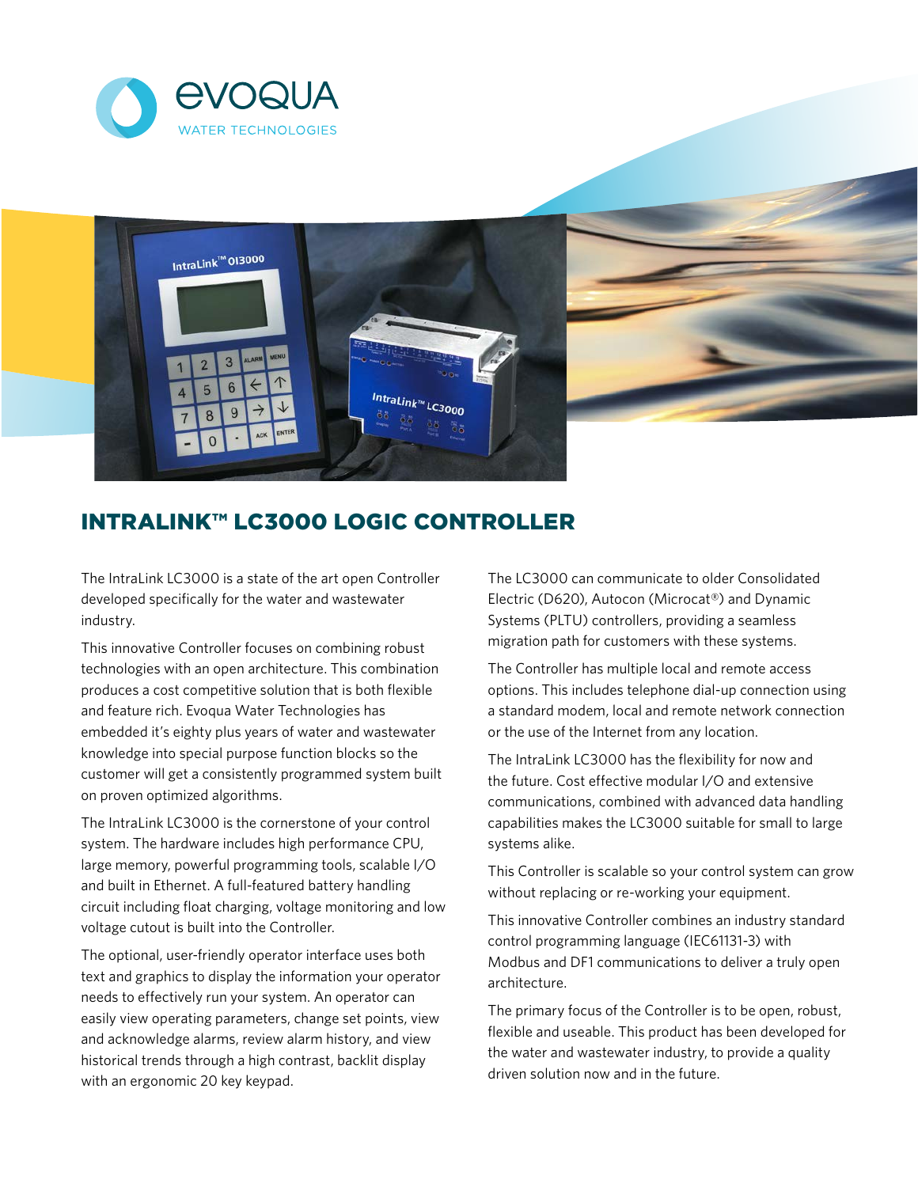# INTRALINK™ LC3000 LOGIC CONTROLLER

The IntraLink LC3000 is a state of the art open Controller developed specifically for the water and wastewater industry.

This innovative Controller focuses on combining robust technologies with an open architecture. This combination produces a cost competitive solution that is both flexible and feature rich. Evoqua Water Technologies has embedded it's eighty plus years of water and wastewater knowledge into special purpose function blocks so the customer will get a consistently programmed system built on proven optimized algorithms.

The IntraLink LC3000 is the cornerstone of your control system. The hardware includes high performance CPU, large memory, powerful programming tools, scalable I/O and built in Ethernet. A full-featured battery handling circuit including float charging, voltage monitoring and low voltage cutout is built into the Controller.

The optional, user-friendly operator interface uses both text and graphics to display the information your operator needs to effectively run your system. An operator can easily view operating parameters, change set points, view and acknowledge alarms, review alarm history, and view historical trends through a high contrast, backlit display with an ergonomic 20 key keypad.

The LC3000 can communicate to older Consolidated Electric (D620), Autocon (Microcat®) and Dynamic Systems (PLTU) controllers, providing a seamless migration path for customers with these systems.

The Controller has multiple local and remote access options. This includes telephone dial-up connection using a standard modem, local and remote network connection or the use of the Internet from any location.

The IntraLink LC3000 has the flexibility for now and the future. Cost effective modular I/O and extensive communications, combined with advanced data handling capabilities makes the LC3000 suitable for small to large systems alike.

This Controller is scalable so your control system can grow without replacing or re-working your equipment.

This innovative Controller combines an industry standard control programming language (IEC61131-3) with Modbus and DF1 communications to deliver a truly open architecture.

The primary focus of the Controller is to be open, robust, flexible and useable. This product has been developed for the water and wastewater industry, to provide a quality driven solution now and in the future.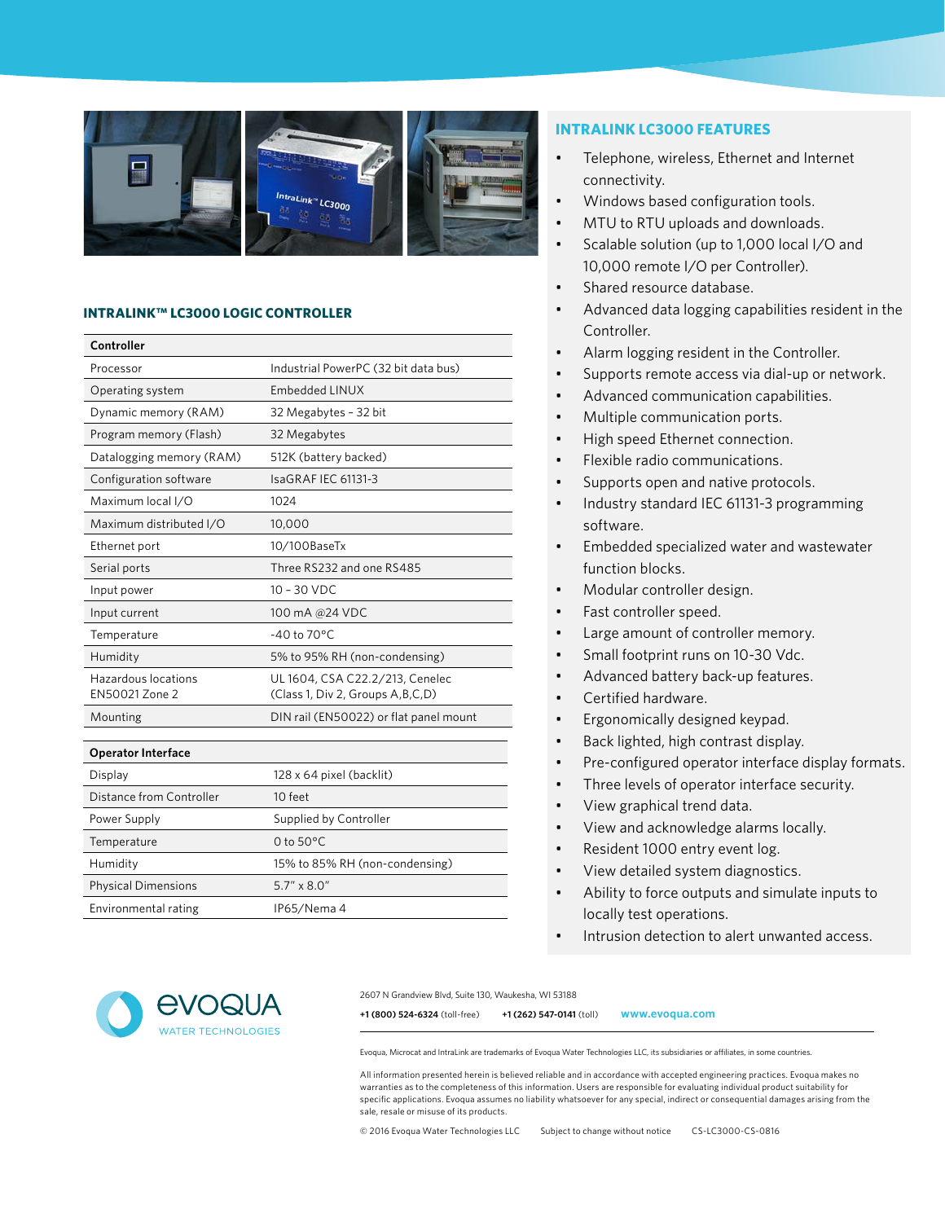## INTRALINK™ LC3000 LOGIC CONTROLLER

| **Controller** | |
|---|---|
| Processor | Industrial PowerPC (32 bit data bus) |
| Operating system | Embedded LINUX |
| Dynamic memory (RAM) | 32 Megabytes - 32 bit |
| Program memory (Flash) | 32 Megabytes |
| Datalogging memory (RAM) | 512K (battery backed) |
| Configuration software | IsaGRAF IEC 61131-3 |
| Maximum local I/O | 1024 |
| Maximum distributed I/O | 10,000 |
| Ethernet port | 10/100BaseTx |
| Serial ports | Three RS232 and one RS485 |
| Input power | 10 - 30 VDC |
| Input current | 100 mA @24 VDC |
| Temperature | -40 to 70°C |
| Humidity | 5% to 95% RH (non-condensing) |
| Hazardous locations EN50021 Zone 2 | UL 1604, CSA C22.2/213, Cenelec (Class 1, Div 2, Groups A,B,C,D) |
| Mounting | DIN rail (EN50022) or flat panel mount |

| **Operator Interface** | |
|---|---|
| Display | 128 x 64 pixel (backlit) |
| Distance from Controller | 10 feet |
| Power Supply | Supplied by Controller |
| Temperature | 0 to 50°C |
| Humidity | 15% to 85% RH (non-condensing) |
| Physical Dimensions | 5.7" x 8.0" |
| Environmental rating | IP65/Nema 4 |

## INTRALINK LC3000 FEATURES

- Telephone, wireless, Ethernet and Internet connectivity.
- Windows based configuration tools.
- MTU to RTU uploads and downloads.
- Scalable solution (up to 1,000 local I/O and 10,000 remote I/O per Controller).
- Shared resource database.
- Advanced data logging capabilities resident in the Controller.
- Alarm logging resident in the Controller.
- Supports remote access via dial-up or network.
- Advanced communication capabilities.
- Multiple communication ports.
- High speed Ethernet connection.
- Flexible radio communications.
- Supports open and native protocols.
- Industry standard IEC 61131-3 programming software.
- Embedded specialized water and wastewater function blocks.
- Modular controller design.
- Fast controller speed.
- Large amount of controller memory.
- Small footprint runs on 10-30 Vdc.
- Advanced battery back-up features.
- Certified hardware.
- Ergonomically designed keypad.
- Back lighted, high contrast display.
- Pre-configured operator interface display formats.
- Three levels of operator interface security.
- View graphical trend data.
- View and acknowledge alarms locally.
- Resident 1000 entry event log.
- View detailed system diagnostics.
- Ability to force outputs and simulate inputs to locally test operations.
- Intrusion detection to alert unwanted access.

evoqua WATER TECHNOLOGIES

2607 N Grandview Blvd, Suite 130, Waukesha, WI 53188

**+1 (800) 524-6324** (toll-free) **+1 (262) 547-0141** (toll) **www.evoqua.com**

Evoqua, Microcat and IntraLink are trademarks of Evoqua Water Technologies LLC, its subsidiaries or affiliates, in some countries.

All information presented herein is believed reliable and in accordance with accepted engineering practices. Evoqua makes no warranties as to the completeness of this information. Users are responsible for evaluating individual product suitability for specific applications. Evoqua assumes no liability whatsoever for any special, indirect or consequential damages arising from the sale, resale or misuse of its products.

© 2016 Evoqua Water Technologies LLC Subject to change without notice CS-LC3000-CS-0816